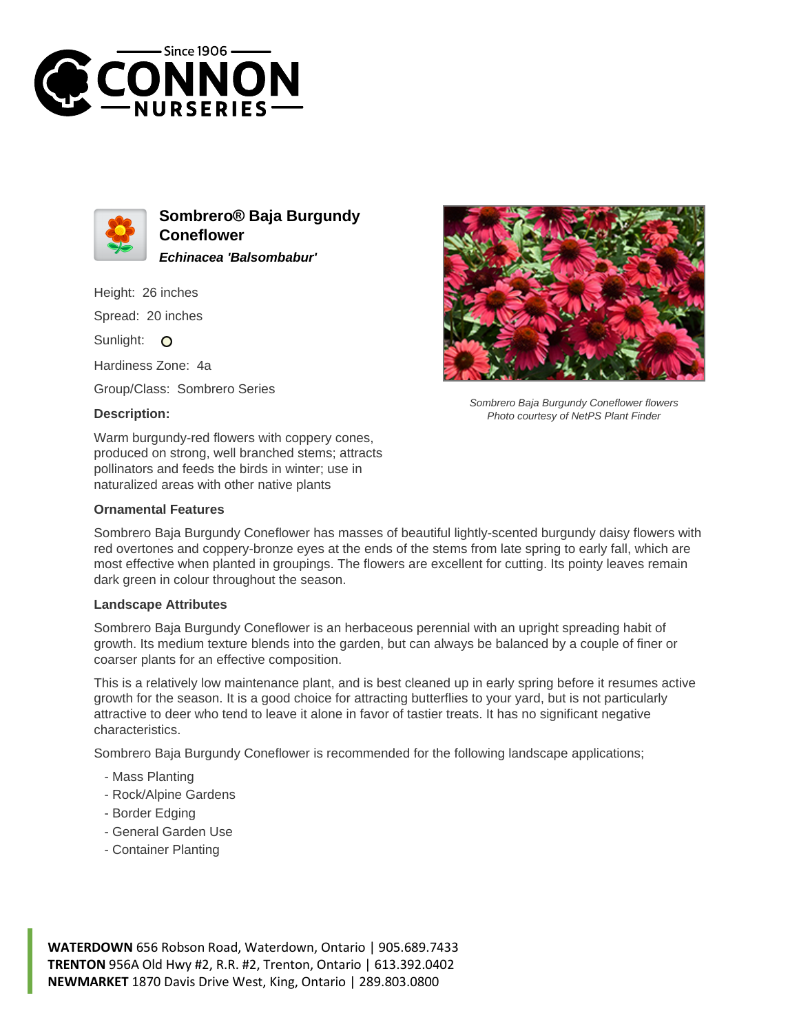# Sombrero® Baja Burgundy Coneflower

***Echinacea* 'Balsombabur'**

Height: 26 inches

Spread: 20 inches

Sunlight:

Hardiness Zone: 4a

Group/Class: Sombrero Series

**Description:**

Warm burgundy-red flowers with coppery cones, produced on strong, well branched stems; attracts pollinators and feeds the birds in winter; use in naturalized areas with other native plants

*Sombrero Baja Burgundy Coneflower flowers*
*Photo courtesy of NetPS Plant Finder*

**Ornamental Features**

Sombrero Baja Burgundy Coneflower has masses of beautiful lightly-scented burgundy daisy flowers with red overtones and coppery-bronze eyes at the ends of the stems from late spring to early fall, which are most effective when planted in groupings. The flowers are excellent for cutting. Its pointy leaves remain dark green in colour throughout the season.

**Landscape Attributes**

Sombrero Baja Burgundy Coneflower is an herbaceous perennial with an upright spreading habit of growth. Its medium texture blends into the garden, but can always be balanced by a couple of finer or coarser plants for an effective composition.

This is a relatively low maintenance plant, and is best cleaned up in early spring before it resumes active growth for the season. It is a good choice for attracting butterflies to your yard, but is not particularly attractive to deer who tend to leave it alone in favor of tastier treats. It has no significant negative characteristics.

Sombrero Baja Burgundy Coneflower is recommended for the following landscape applications;

- Mass Planting
- Rock/Alpine Gardens
- Border Edging
- General Garden Use
- Container Planting

**WATERDOWN** 656 Robson Road, Waterdown, Ontario | 905.689.7433
**TRENTON** 956A Old Hwy #2, R.R. #2, Trenton, Ontario | 613.392.0402
**NEWMARKET** 1870 Davis Drive West, King, Ontario | 289.803.0800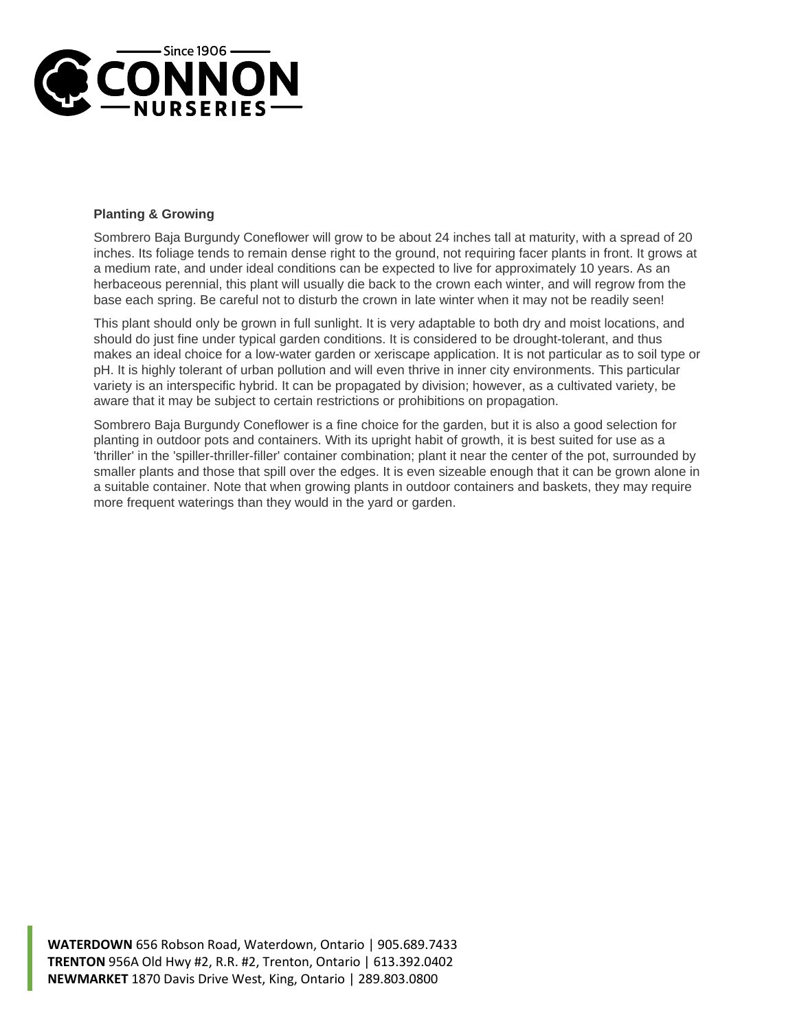**Planting & Growing**

Sombrero Baja Burgundy Coneflower will grow to be about 24 inches tall at maturity, with a spread of 20 inches. Its foliage tends to remain dense right to the ground, not requiring facer plants in front. It grows at a medium rate, and under ideal conditions can be expected to live for approximately 10 years. As an herbaceous perennial, this plant will usually die back to the crown each winter, and will regrow from the base each spring. Be careful not to disturb the crown in late winter when it may not be readily seen!

This plant should only be grown in full sunlight. It is very adaptable to both dry and moist locations, and should do just fine under typical garden conditions. It is considered to be drought-tolerant, and thus makes an ideal choice for a low-water garden or xeriscape application. It is not particular as to soil type or pH. It is highly tolerant of urban pollution and will even thrive in inner city environments. This particular variety is an interspecific hybrid. It can be propagated by division; however, as a cultivated variety, be aware that it may be subject to certain restrictions or prohibitions on propagation.

Sombrero Baja Burgundy Coneflower is a fine choice for the garden, but it is also a good selection for planting in outdoor pots and containers. With its upright habit of growth, it is best suited for use as a 'thriller' in the 'spiller-thriller-filler' container combination; plant it near the center of the pot, surrounded by smaller plants and those that spill over the edges. It is even sizeable enough that it can be grown alone in a suitable container. Note that when growing plants in outdoor containers and baskets, they may require more frequent waterings than they would in the yard or garden.